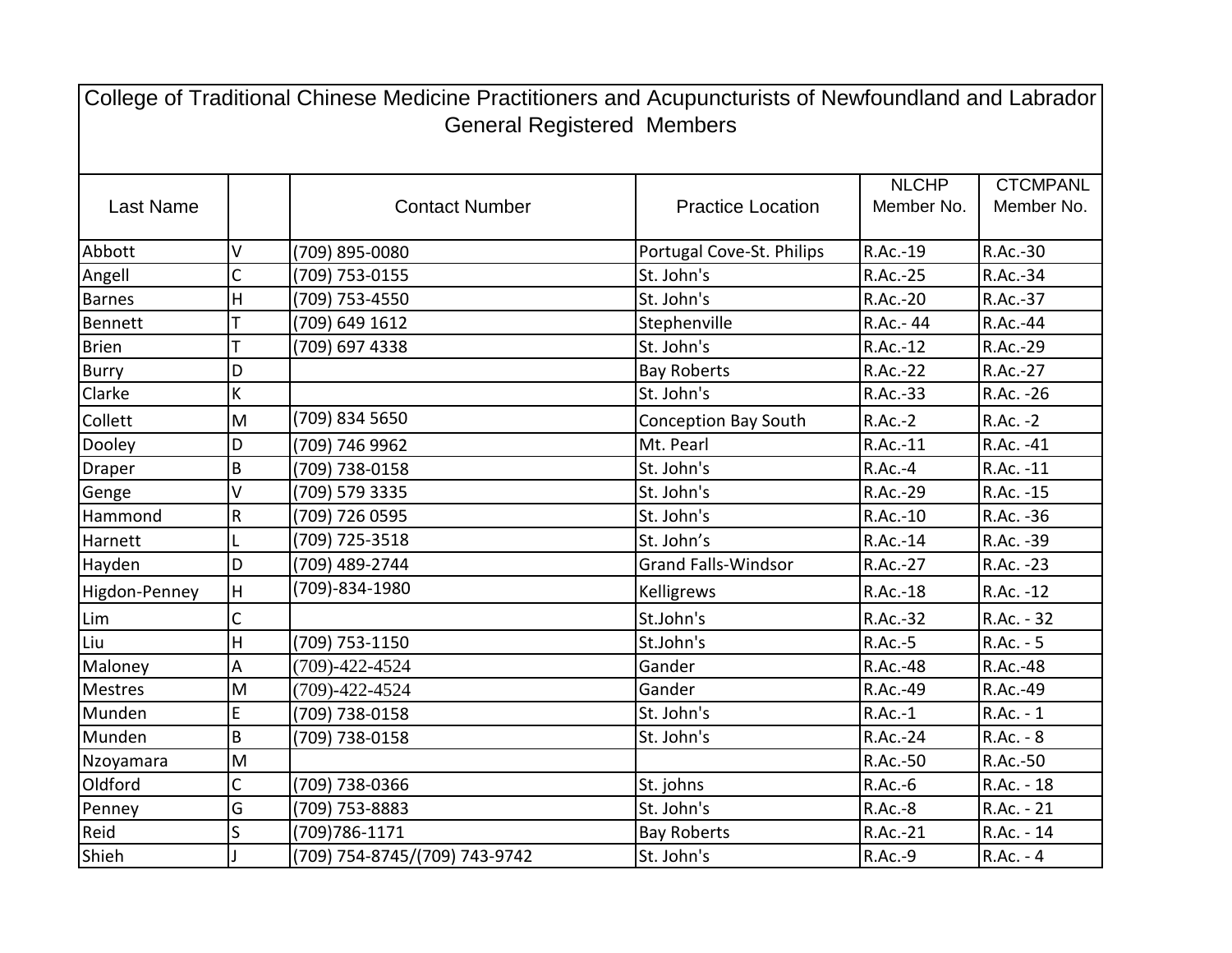# College of Traditional Chinese Medicine Practitioners and Acupuncturists of Newfoundland and Labrador

## General Registered Members

| Last Name | | Contact Number | Practice Location | NLCHP Member No. | CTCMPANL Member No. |
|---|---|---|---|---|---|
| Abbott | V | (709) 895-0080 | Portugal Cove-St. Philips | R.Ac.-19 | R.Ac.-30 |
| Angell | C | (709) 753-0155 | St. John's | R.Ac.-25 | R.Ac.-34 |
| Barnes | H | (709) 753-4550 | St. John's | R.Ac.-20 | R.Ac.-37 |
| Bennett | T | (709) 649 1612 | Stephenville | R.Ac.- 44 | R.Ac.-44 |
| Brien | T | (709) 697 4338 | St. John's | R.Ac.-12 | R.Ac.-29 |
| Burry | D | | Bay Roberts | R.Ac.-22 | R.Ac.-27 |
| Clarke | K | | St. John's | R.Ac.-33 | R.Ac. -26 |
| Collett | M | (709) 834 5650 | Conception Bay South | R.Ac.-2 | R.Ac. -2 |
| Dooley | D | (709) 746 9962 | Mt. Pearl | R.Ac.-11 | R.Ac. -41 |
| Draper | B | (709) 738-0158 | St. John's | R.Ac.-4 | R.Ac. -11 |
| Genge | V | (709) 579 3335 | St. John's | R.Ac.-29 | R.Ac. -15 |
| Hammond | R | (709) 726 0595 | St. John's | R.Ac.-10 | R.Ac. -36 |
| Harnett | L | (709) 725-3518 | St. John’s | R.Ac.-14 | R.Ac. -39 |
| Hayden | D | (709) 489-2744 | Grand Falls-Windsor | R.Ac.-27 | R.Ac. -23 |
| Higdon-Penney | H | (709)-834-1980 | Kelligrews | R.Ac.-18 | R.Ac. -12 |
| Lim | C | | St.John's | R.Ac.-32 | R.Ac. - 32 |
| Liu | H | (709) 753-1150 | St.John's | R.Ac.-5 | R.Ac. - 5 |
| Maloney | A | (709)-422-4524 | Gander | R.Ac.-48 | R.Ac.-48 |
| Mestres | M | (709)-422-4524 | Gander | R.Ac.-49 | R.Ac.-49 |
| Munden | E | (709) 738-0158 | St. John's | R.Ac.-1 | R.Ac. - 1 |
| Munden | B | (709) 738-0158 | St. John's | R.Ac.-24 | R.Ac. - 8 |
| Nzoyamara | M | | | R.Ac.-50 | R.Ac.-50 |
| Oldford | C | (709) 738-0366 | St. johns | R.Ac.-6 | R.Ac. - 18 |
| Penney | G | (709) 753-8883 | St. John's | R.Ac.-8 | R.Ac. - 21 |
| Reid | S | (709)786-1171 | Bay Roberts | R.Ac.-21 | R.Ac. - 14 |
| Shieh | J | (709) 754-8745/(709) 743-9742 | St. John's | R.Ac.-9 | R.Ac. - 4 |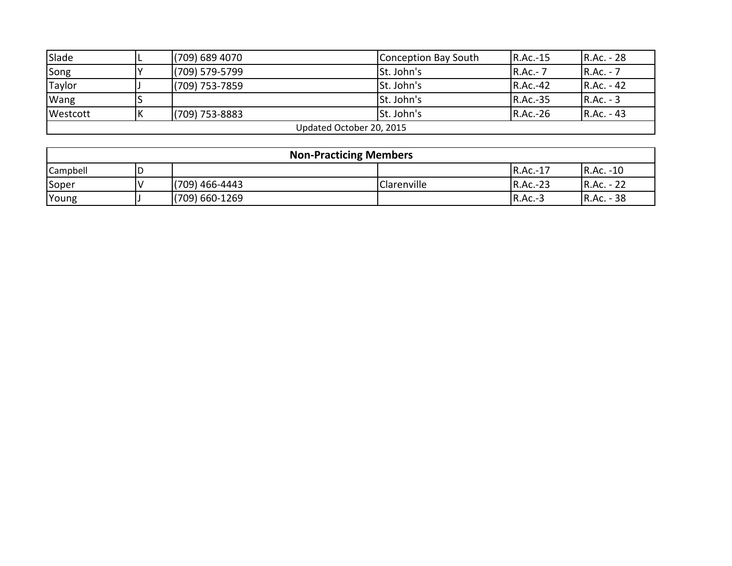| | | | | | |
|---|---|---|---|---|---|
| Slade | L | (709) 689 4070 | Conception Bay South | R.Ac.-15 | R.Ac. - 28 |
| Song | Y | (709) 579-5799 | St. John's | R.Ac.- 7 | R.Ac. - 7 |
| Taylor | J | (709) 753-7859 | St. John's | R.Ac.-42 | R.Ac. - 42 |
| Wang | S | | St. John's | R.Ac.-35 | R.Ac. - 3 |
| Westcott | K | (709) 753-8883 | St. John's | R.Ac.-26 | R.Ac. - 43 |

Updated October 20, 2015

| **Non-Practicing Members** | | | | | |
|---|---|---|---|---|---|
| Campbell | D | | | R.Ac.-17 | R.Ac. -10 |
| Soper | V | (709) 466-4443 | Clarenville | R.Ac.-23 | R.Ac. - 22 |
| Young | J | (709) 660-1269 | | R.Ac.-3 | R.Ac. - 38 |